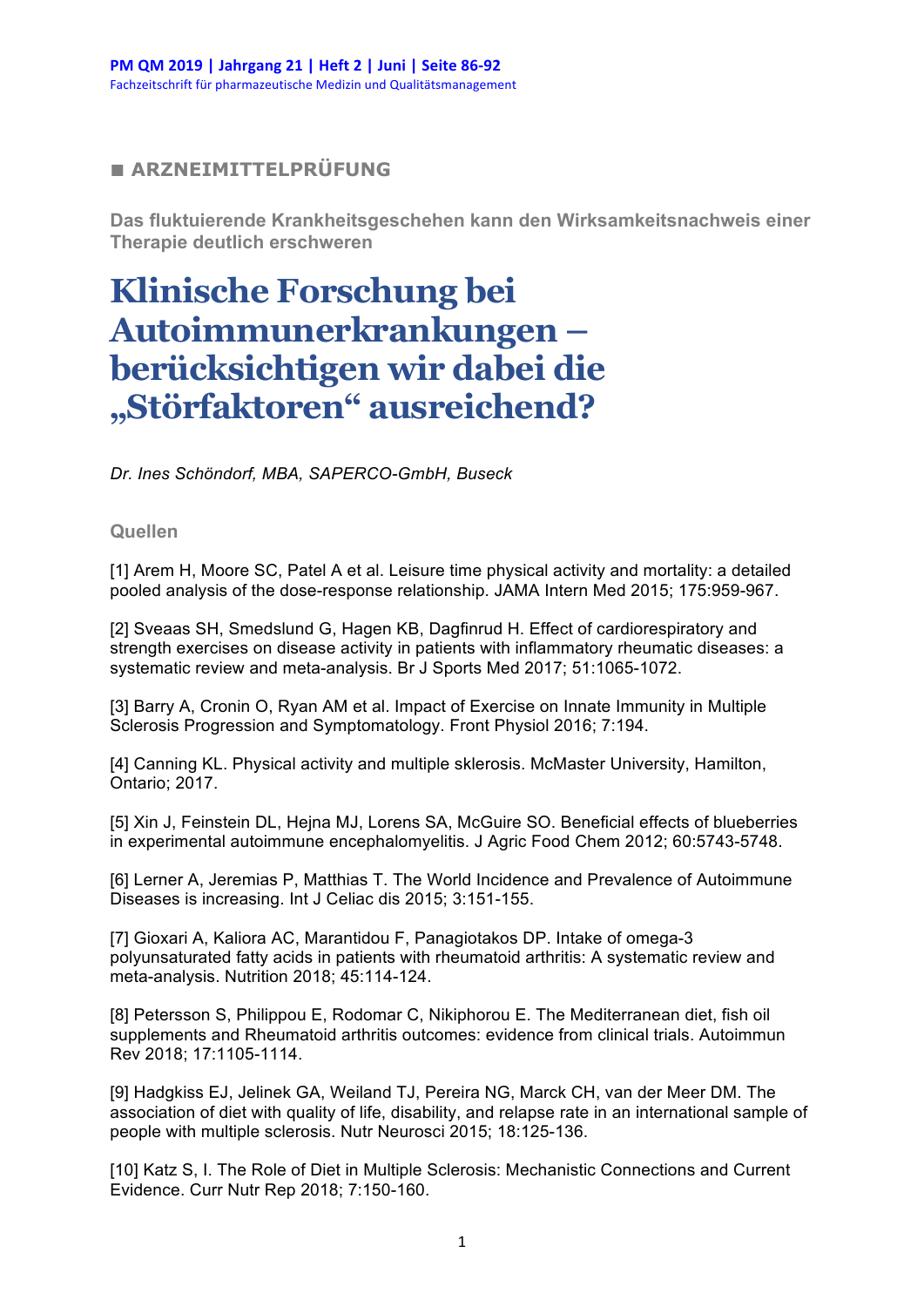## ■ ARZNEIMITTELPRÜFUNG

**Das fluktuierende Krankheitsgeschehen kann den Wirksamkeitsnachweis einer Therapie deutlich erschweren**

# Klinische Forschung bei Autoimmunerkrankungen – berücksichtigen wir dabei die „Störfaktoren" ausreichend?

*Dr. Ines Schöndorf, MBA, SAPERCO-GmbH, Buseck*

### Quellen

[1] Arem H, Moore SC, Patel A et al. Leisure time physical activity and mortality: a detailed pooled analysis of the dose-response relationship. JAMA Intern Med 2015; 175:959-967.

[2] Sveaas SH, Smedslund G, Hagen KB, Dagfinrud H. Effect of cardiorespiratory and strength exercises on disease activity in patients with inflammatory rheumatic diseases: a systematic review and meta-analysis. Br J Sports Med 2017; 51:1065-1072.

[3] Barry A, Cronin O, Ryan AM et al. Impact of Exercise on Innate Immunity in Multiple Sclerosis Progression and Symptomatology. Front Physiol 2016; 7:194.

[4] Canning KL. Physical activity and multiple sklerosis. McMaster University, Hamilton, Ontario; 2017.

[5] Xin J, Feinstein DL, Hejna MJ, Lorens SA, McGuire SO. Beneficial effects of blueberries in experimental autoimmune encephalomyelitis. J Agric Food Chem 2012; 60:5743-5748.

[6] Lerner A, Jeremias P, Matthias T. The World Incidence and Prevalence of Autoimmune Diseases is increasing. Int J Celiac dis 2015; 3:151-155.

[7] Gioxari A, Kaliora AC, Marantidou F, Panagiotakos DP. Intake of omega-3 polyunsaturated fatty acids in patients with rheumatoid arthritis: A systematic review and meta-analysis. Nutrition 2018; 45:114-124.

[8] Petersson S, Philippou E, Rodomar C, Nikiphorou E. The Mediterranean diet, fish oil supplements and Rheumatoid arthritis outcomes: evidence from clinical trials. Autoimmun Rev 2018; 17:1105-1114.

[9] Hadgkiss EJ, Jelinek GA, Weiland TJ, Pereira NG, Marck CH, van der Meer DM. The association of diet with quality of life, disability, and relapse rate in an international sample of people with multiple sclerosis. Nutr Neurosci 2015; 18:125-136.

[10] Katz S, I. The Role of Diet in Multiple Sclerosis: Mechanistic Connections and Current Evidence. Curr Nutr Rep 2018; 7:150-160.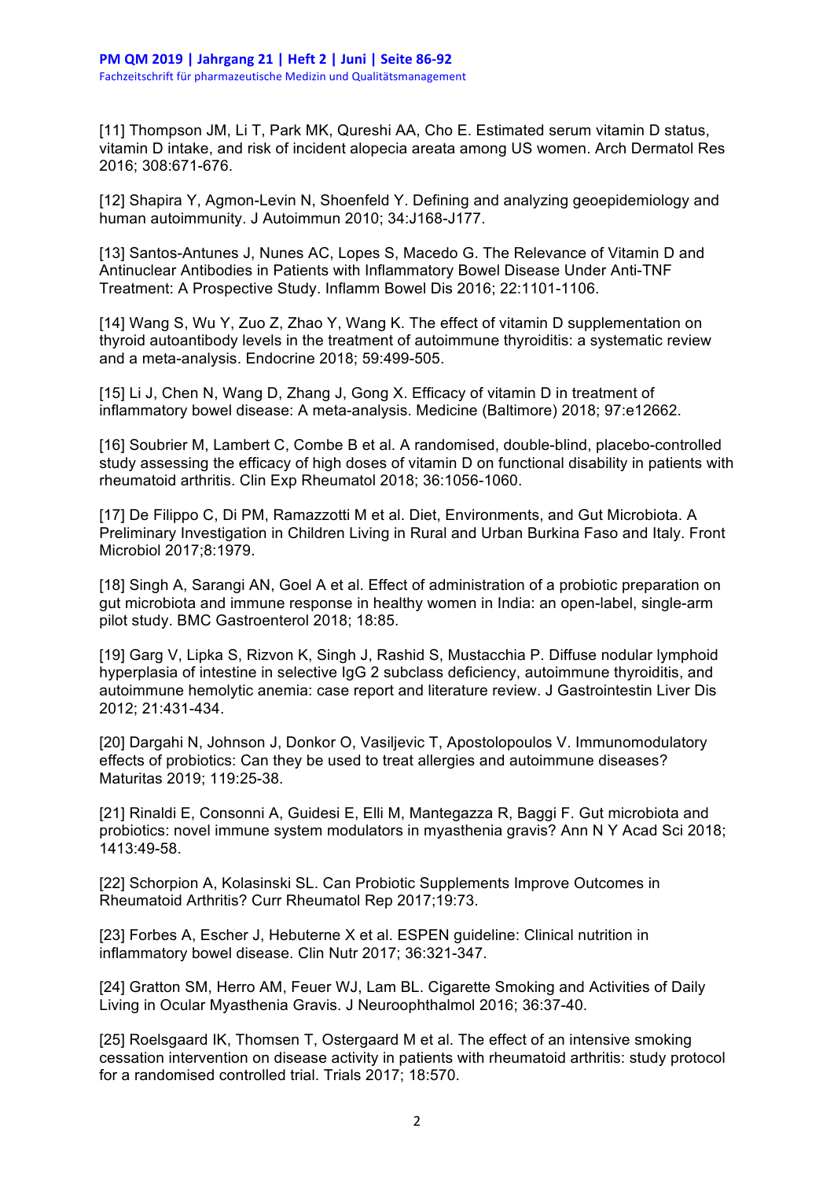[11] Thompson JM, Li T, Park MK, Qureshi AA, Cho E. Estimated serum vitamin D status, vitamin D intake, and risk of incident alopecia areata among US women. Arch Dermatol Res 2016; 308:671-676.

[12] Shapira Y, Agmon-Levin N, Shoenfeld Y. Defining and analyzing geoepidemiology and human autoimmunity. J Autoimmun 2010; 34:J168-J177.

[13] Santos-Antunes J, Nunes AC, Lopes S, Macedo G. The Relevance of Vitamin D and Antinuclear Antibodies in Patients with Inflammatory Bowel Disease Under Anti-TNF Treatment: A Prospective Study. Inflamm Bowel Dis 2016; 22:1101-1106.

[14] Wang S, Wu Y, Zuo Z, Zhao Y, Wang K. The effect of vitamin D supplementation on thyroid autoantibody levels in the treatment of autoimmune thyroiditis: a systematic review and a meta-analysis. Endocrine 2018; 59:499-505.

[15] Li J, Chen N, Wang D, Zhang J, Gong X. Efficacy of vitamin D in treatment of inflammatory bowel disease: A meta-analysis. Medicine (Baltimore) 2018; 97:e12662.

[16] Soubrier M, Lambert C, Combe B et al. A randomised, double-blind, placebo-controlled study assessing the efficacy of high doses of vitamin D on functional disability in patients with rheumatoid arthritis. Clin Exp Rheumatol 2018; 36:1056-1060.

[17] De Filippo C, Di PM, Ramazzotti M et al. Diet, Environments, and Gut Microbiota. A Preliminary Investigation in Children Living in Rural and Urban Burkina Faso and Italy. Front Microbiol 2017;8:1979.

[18] Singh A, Sarangi AN, Goel A et al. Effect of administration of a probiotic preparation on gut microbiota and immune response in healthy women in India: an open-label, single-arm pilot study. BMC Gastroenterol 2018; 18:85.

[19] Garg V, Lipka S, Rizvon K, Singh J, Rashid S, Mustacchia P. Diffuse nodular lymphoid hyperplasia of intestine in selective IgG 2 subclass deficiency, autoimmune thyroiditis, and autoimmune hemolytic anemia: case report and literature review. J Gastrointestin Liver Dis 2012; 21:431-434.

[20] Dargahi N, Johnson J, Donkor O, Vasiljevic T, Apostolopoulos V. Immunomodulatory effects of probiotics: Can they be used to treat allergies and autoimmune diseases? Maturitas 2019; 119:25-38.

[21] Rinaldi E, Consonni A, Guidesi E, Elli M, Mantegazza R, Baggi F. Gut microbiota and probiotics: novel immune system modulators in myasthenia gravis? Ann N Y Acad Sci 2018; 1413:49-58.

[22] Schorpion A, Kolasinski SL. Can Probiotic Supplements Improve Outcomes in Rheumatoid Arthritis? Curr Rheumatol Rep 2017;19:73.

[23] Forbes A, Escher J, Hebuterne X et al. ESPEN guideline: Clinical nutrition in inflammatory bowel disease. Clin Nutr 2017; 36:321-347.

[24] Gratton SM, Herro AM, Feuer WJ, Lam BL. Cigarette Smoking and Activities of Daily Living in Ocular Myasthenia Gravis. J Neuroophthalmol 2016; 36:37-40.

[25] Roelsgaard IK, Thomsen T, Ostergaard M et al. The effect of an intensive smoking cessation intervention on disease activity in patients with rheumatoid arthritis: study protocol for a randomised controlled trial. Trials 2017; 18:570.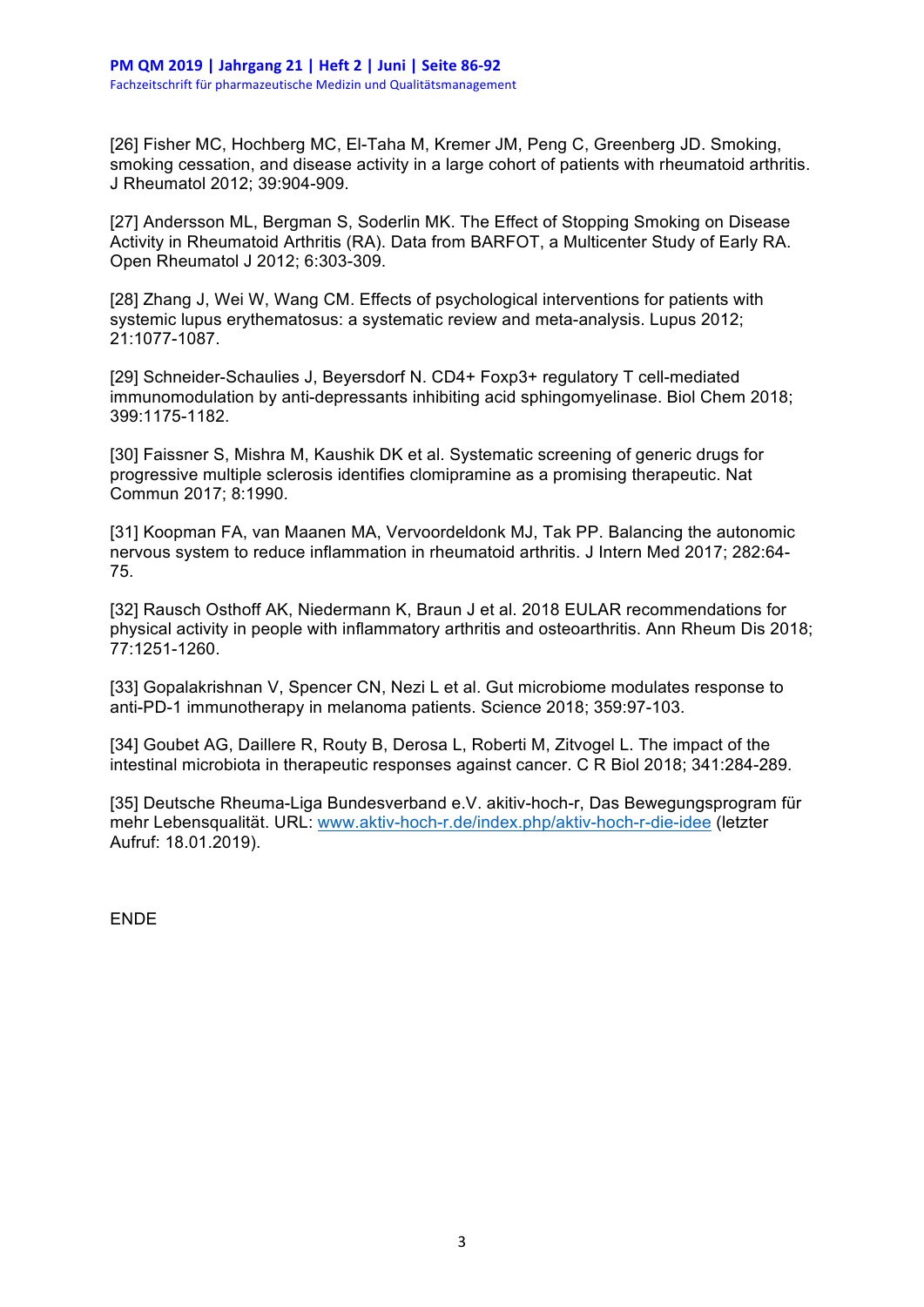[26] Fisher MC, Hochberg MC, El-Taha M, Kremer JM, Peng C, Greenberg JD. Smoking, smoking cessation, and disease activity in a large cohort of patients with rheumatoid arthritis. J Rheumatol 2012; 39:904-909.

[27] Andersson ML, Bergman S, Soderlin MK. The Effect of Stopping Smoking on Disease Activity in Rheumatoid Arthritis (RA). Data from BARFOT, a Multicenter Study of Early RA. Open Rheumatol J 2012; 6:303-309.

[28] Zhang J, Wei W, Wang CM. Effects of psychological interventions for patients with systemic lupus erythematosus: a systematic review and meta-analysis. Lupus 2012; 21:1077-1087.

[29] Schneider-Schaulies J, Beyersdorf N. CD4+ Foxp3+ regulatory T cell-mediated immunomodulation by anti-depressants inhibiting acid sphingomyelinase. Biol Chem 2018; 399:1175-1182.

[30] Faissner S, Mishra M, Kaushik DK et al. Systematic screening of generic drugs for progressive multiple sclerosis identifies clomipramine as a promising therapeutic. Nat Commun 2017; 8:1990.

[31] Koopman FA, van Maanen MA, Vervoordeldonk MJ, Tak PP. Balancing the autonomic nervous system to reduce inflammation in rheumatoid arthritis. J Intern Med 2017; 282:64-75.

[32] Rausch Osthoff AK, Niedermann K, Braun J et al. 2018 EULAR recommendations for physical activity in people with inflammatory arthritis and osteoarthritis. Ann Rheum Dis 2018; 77:1251-1260.

[33] Gopalakrishnan V, Spencer CN, Nezi L et al. Gut microbiome modulates response to anti-PD-1 immunotherapy in melanoma patients. Science 2018; 359:97-103.

[34] Goubet AG, Daillere R, Routy B, Derosa L, Roberti M, Zitvogel L. The impact of the intestinal microbiota in therapeutic responses against cancer. C R Biol 2018; 341:284-289.

[35] Deutsche Rheuma-Liga Bundesverband e.V. akitiv-hoch-r, Das Bewegungsprogram für mehr Lebensqualität. URL: www.aktiv-hoch-r.de/index.php/aktiv-hoch-r-die-idee (letzter Aufruf: 18.01.2019).

ENDE